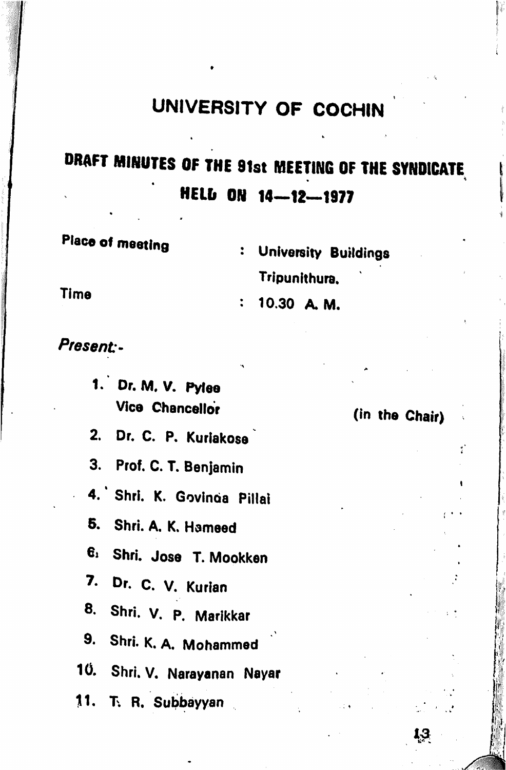# UNIVERSITY OF COCHIN

## DRAFT MINUTES OF THE 91st MEETING OF THE SYNDICATE HELD ON 14—12—1977

Place of meeting : University Buildings Tripunithura.

Time : 10.30 A. M.

*Present:-*

1. Dr. M. V. Pylee Vice Chancellor (in the Chair)
2. Dr. C. P. Kuriakose
3. Prof. C. T. Benjamin
4. Shri. K. Govinda Pillai
5. Shri. A. K. Hameed
6. Shri. Jose T. Mookken
7. Dr. C. V. Kurian
8. Shri. V. P. Marikkar
9. Shri. K. A. Mohammed
10. Shri. V. Narayanan Nayar
11. T. R. Subbayyan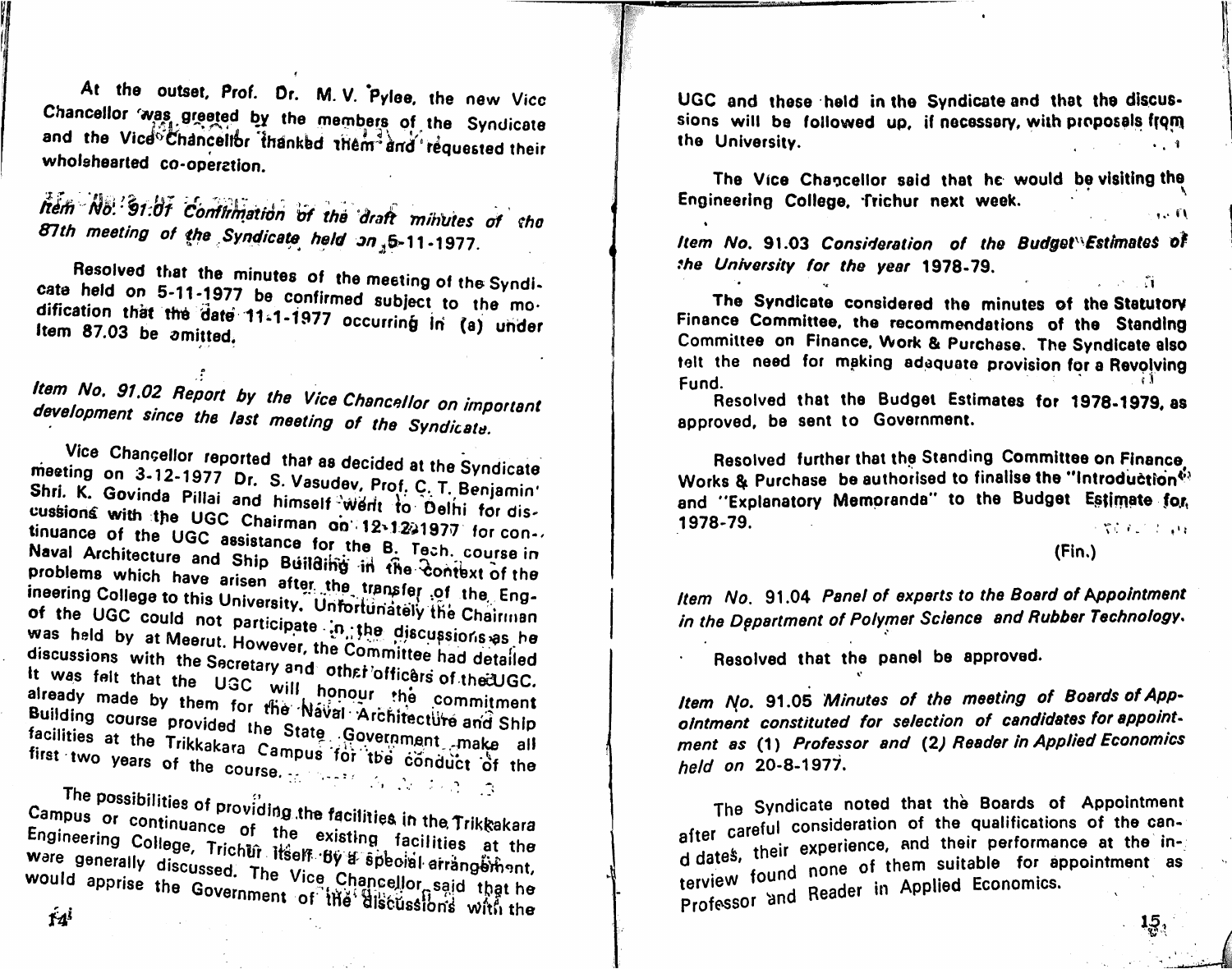At the outset, Prof. Dr. M. V. Pylee, the new Vice Chancellor was greeted by the members of the Syndicate and the Vice Chancellor thanked them and requested their wholehearted co-operation.

*Item No. 91.01 Confirmation of the draft minutes of the 87th meeting of the Syndicate held on 5-11-1977.*

Resolved that the minutes of the meeting of the Syndicate held on 5-11-1977 be confirmed subject to the modification that the date 11-1-1977 occurring in (a) under Item 87.03 be omitted.

*Item No. 91.02 Report by the Vice Chancellor on important development since the last meeting of the Syndicate.*

Vice Chancellor reported that as decided at the Syndicate meeting on 3-12-1977 Dr. S. Vasudev, Prof. C. T. Benjamin, Shri. K. Govinda Pillai and himself went to Delhi for discussions with the UGC Chairman on 12-12-1977 for continuance of the UGC assistance for the B. Tech. course in Naval Architecture and Ship Building in the context of the problems which have arisen after the transfer of the Engineering College to this University. Unfortunately the Chairman of the UGC could not participate in the discussions as he was held by at Meerut. However, the Committee had detailed discussions with the Secretary and other officers of the UGC. It was felt that the UGC will honour the commitment already made by them for the Naval Architecture and Ship Building course provided the State Government make all facilities at the Trikkakara Campus for the conduct of the first two years of the course.

The possibilities of providing the facilities in the Trikkakara Campus or continuance of the existing facilities at the Engineering College, Trichur itself by a special arrangement, were generally discussed. The Vice Chancellor said that he would apprise the Government of the discussions with the UGC and these held in the Syndicate and that the discussions will be followed up, if necessary, with proposals from the University.

The Vice Chancellor said that he would be visiting the Engineering College, Trichur next week.

*Item No. 91.03 Consideration of the Budget Estimates of the University for the year 1978-79.*

The Syndicate considered the minutes of the Statutory Finance Committee, the recommendations of the Standing Committee on Finance, Work & Purchase. The Syndicate also felt the need for making adequate provision for a Revolving Fund.

Resolved that the Budget Estimates for 1978-1979, as approved, be sent to Government.

Resolved further that the Standing Committee on Finance Works & Purchase be authorised to finalise the "Introduction" and "Explanatory Memoranda" to the Budget Estimate for 1978-79.

(Fin.)

*Item No. 91.04 Panel of experts to the Board of Appointment in the Department of Polymer Science and Rubber Technology.*

Resolved that the panel be approved.

*Item No. 91.05 Minutes of the meeting of Boards of Appointment constituted for selection of candidates for appointment as (1) Professor and (2) Reader in Applied Economics held on 20-8-1977.*

The Syndicate noted that the Boards of Appointment after careful consideration of the qualifications of the candidates, their experience, and their performance at the interview found none of them suitable for appointment as Professor and Reader in Applied Economics.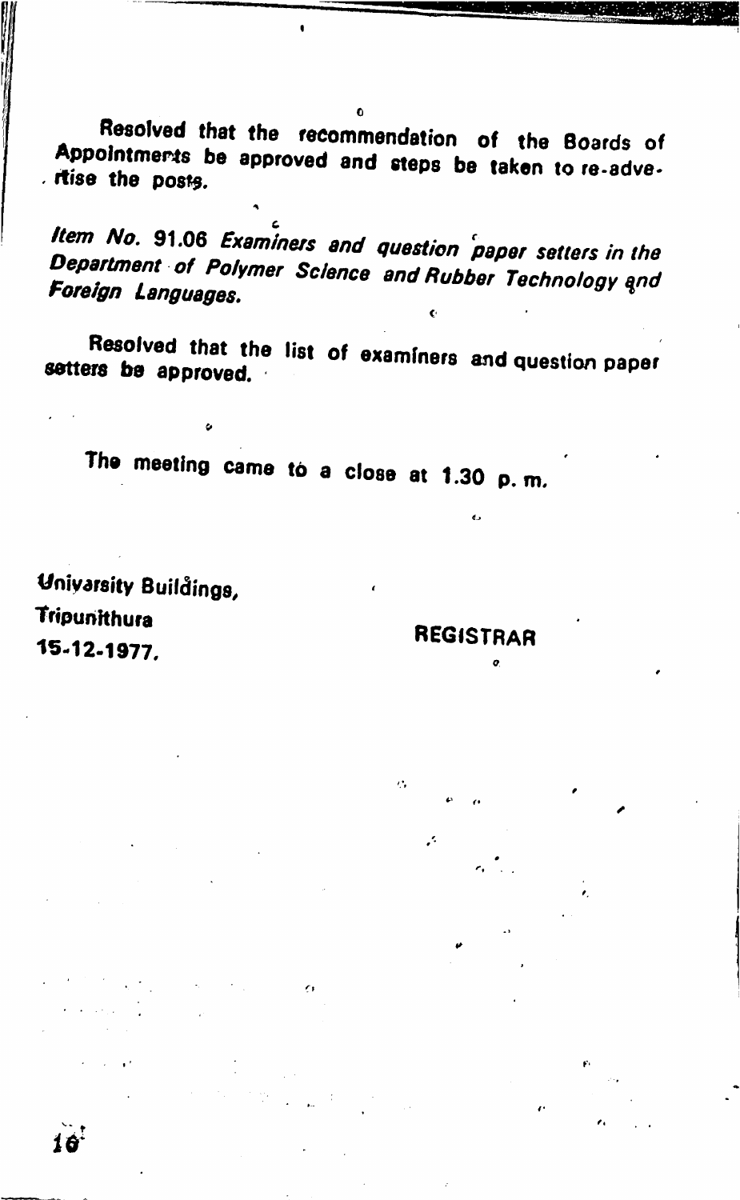Resolved that the recommendation of the Boards of Appointments be approved and steps be taken to re-advertise the posts.

*Item No.* 91.06 *Examiners and question paper setters in the Department of Polymer Science and Rubber Technology and Foreign Languages.*

Resolved that the list of examiners and question paper setters be approved.

The meeting came to a close at 1.30 p. m.

University Buildings,
Tripunithura
15-12-1977.

REGISTRAR